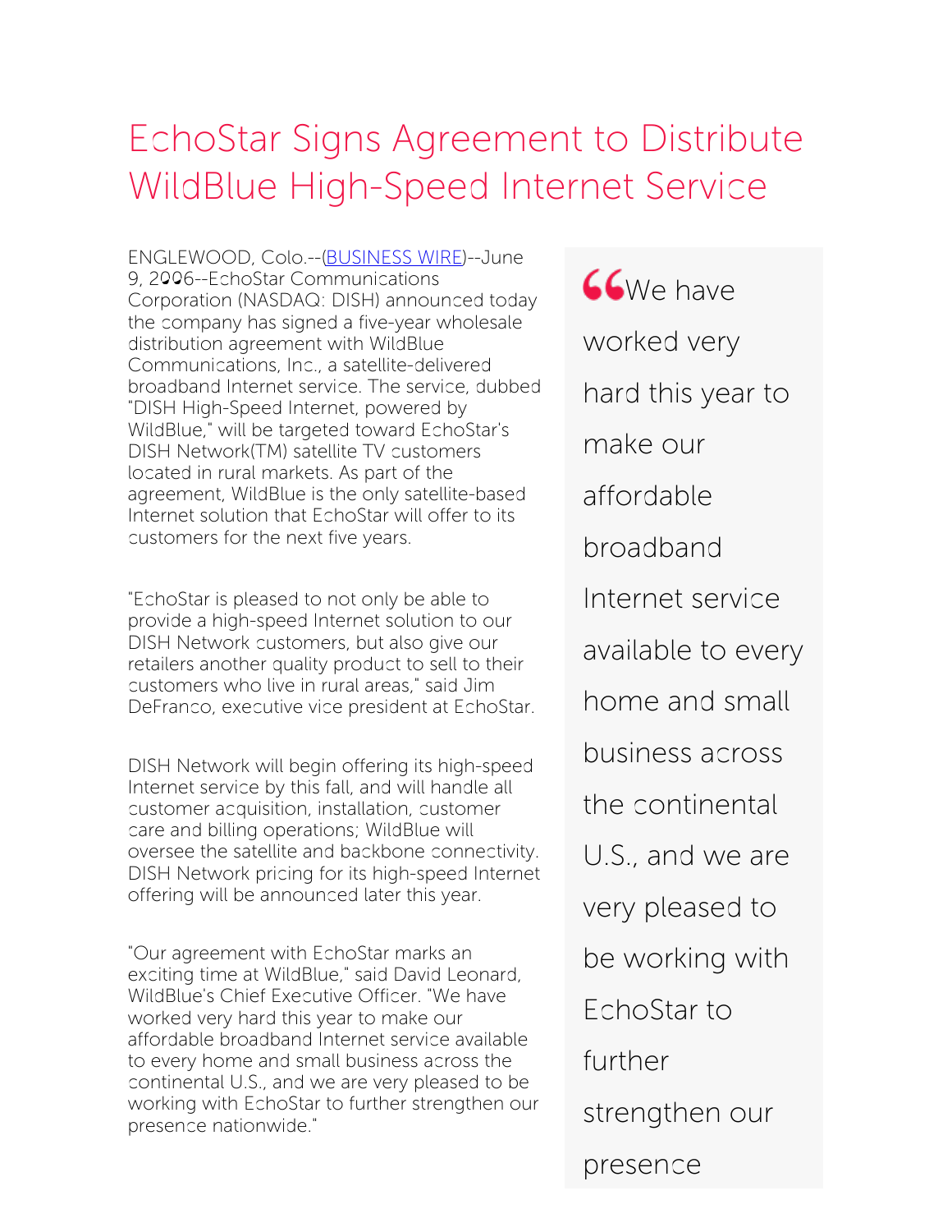# EchoStar Signs Agreement to Distribute WildBlue High-Speed Internet Service

ENGLEWOOD, Colo.--(BUSINESS WIRE)--June 9, 2006--EchoStar Communications Corporation (NASDAQ: DISH) announced today the company has signed a five-year wholesale distribution agreement with WildBlue Communications, Inc., a satellite-delivered broadband Internet service. The service, dubbed "DISH High-Speed Internet, powered by WildBlue," will be targeted toward EchoStar's DISH Network(TM) satellite TV customers located in rural markets. As part of the agreement, WildBlue is the only satellite-based Internet solution that EchoStar will offer to its customers for the next five years.

"EchoStar is pleased to not only be able to provide a high-speed Internet solution to our DISH Network customers, but also give our retailers another quality product to sell to their customers who live in rural areas," said Jim DeFranco, executive vice president at EchoStar.

DISH Network will begin offering its high-speed Internet service by this fall, and will handle all customer acquisition, installation, customer care and billing operations; WildBlue will oversee the satellite and backbone connectivity. DISH Network pricing for its high-speed Internet offering will be announced later this year.

"Our agreement with EchoStar marks an exciting time at WildBlue," said David Leonard, WildBlue's Chief Executive Officer. "We have worked very hard this year to make our affordable broadband Internet service available to every home and small business across the continental U.S., and we are very pleased to be working with EchoStar to further strengthen our presence nationwide."

> “We have worked very hard this year to make our affordable broadband Internet service available to every home and small business across the continental U.S., and we are very pleased to be working with EchoStar to further strengthen our presence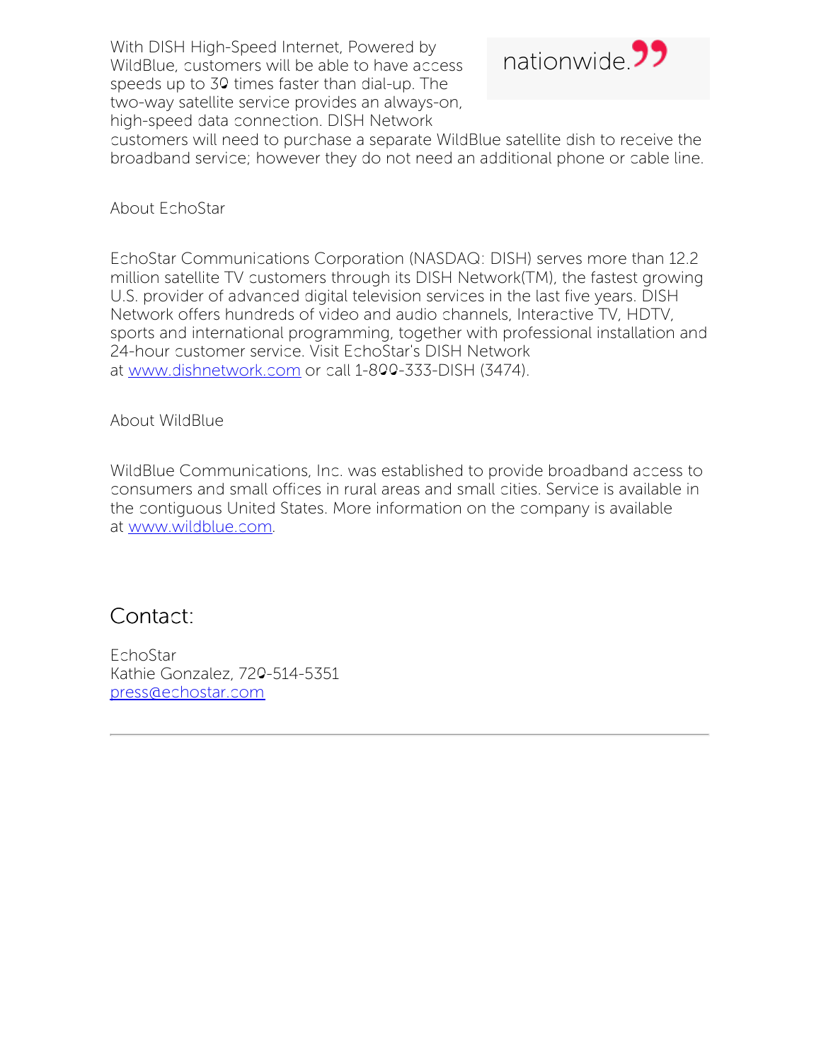With DISH High-Speed Internet, Powered by WildBlue, customers will be able to have access speeds up to 30 times faster than dial-up. The two-way satellite service provides an always-on, high-speed data connection. DISH Network customers will need to purchase a separate WildBlue satellite dish to receive the broadband service; however they do not need an additional phone or cable line.

About EchoStar

EchoStar Communications Corporation (NASDAQ: DISH) serves more than 12.2 million satellite TV customers through its DISH Network(TM), the fastest growing U.S. provider of advanced digital television services in the last five years. DISH Network offers hundreds of video and audio channels, Interactive TV, HDTV, sports and international programming, together with professional installation and 24-hour customer service. Visit EchoStar's DISH Network at www.dishnetwork.com or call 1-800-333-DISH (3474).

About WildBlue

WildBlue Communications, Inc. was established to provide broadband access to consumers and small offices in rural areas and small cities. Service is available in the contiguous United States. More information on the company is available at www.wildblue.com.

## Contact:

EchoStar
Kathie Gonzalez, 720-514-5351
press@echostar.com